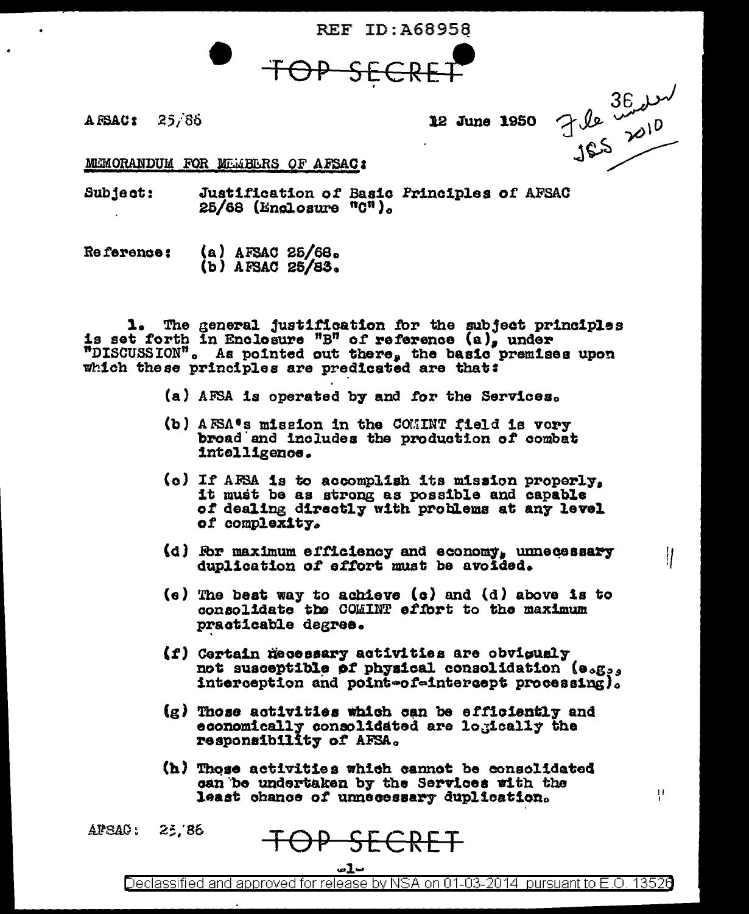REF ID:A68958

TOP SECRET

AFSAC: 25/86

12 June 1950

File 36 under JSS 2010

MEMORANDUM FOR MEMBERS OF AFSAC:

Subject: Justification of Basic Principles of AFSAC 25/68 (Enclosure "C").

Reference: (a) AFSAC 25/68.
(b) AFSAC 25/83.

1. The general justification for the subject principles is set forth in Enclosure "B" of reference (a), under "DISCUSSION". As pointed out there, the basic premises upon which these principles are predicated are that:

(a) AFSA is operated by and for the Services.

(b) AFSA's mission in the COMINT field is very broad and includes the production of combat intelligence.

(c) If AFSA is to accomplish its mission properly, it must be as strong as possible and capable of dealing directly with problems at any level of complexity.

(d) For maximum efficiency and economy, unnecessary duplication of effort must be avoided.

(e) The best way to achieve (c) and (d) above is to consolidate the COMINT effort to the maximum practicable degree.

(f) Certain necessary activities are obviously not susceptible of physical consolidation (e.g., interception and point-of-intercept processing).

(g) Those activities which can be efficiently and economically consolidated are logically the responsibility of AFSA.

(h) Those activities which cannot be consolidated can be undertaken by the Services with the least chance of unnecessary duplication.

AFSAC: 25/86

TOP SECRET

Declassified and approved for release by NSA on 01-03-2014 pursuant to E.O. 13526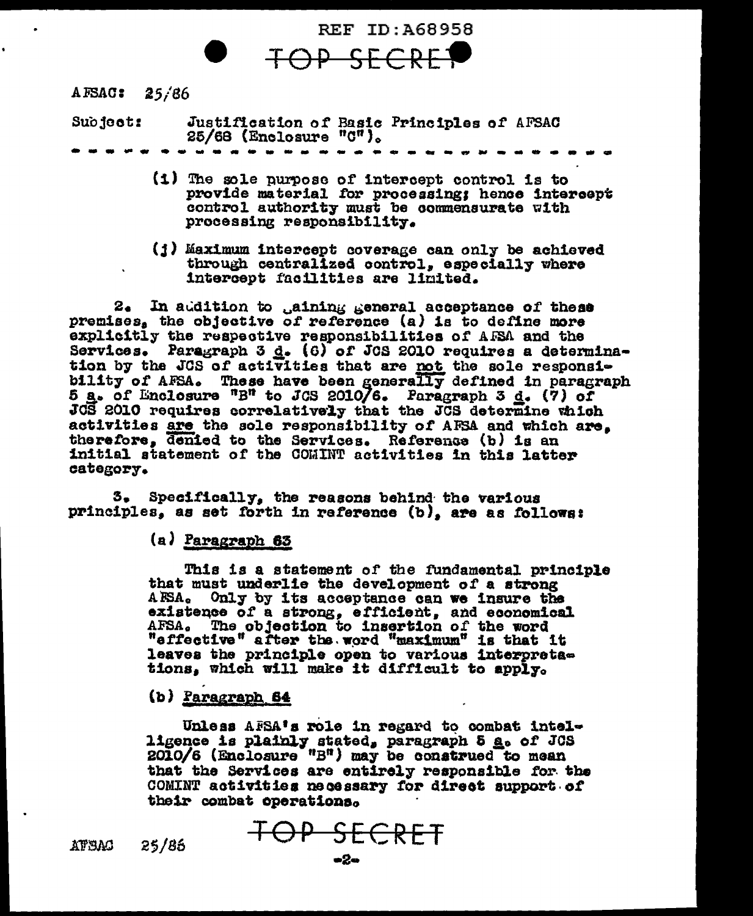AFSAC: 25/86

Subject: Justification of Basic Principles of AFSAC 25/68 (Enclosure "C").

- - - - - - - - - - - - - - - - - - - - - - - - - - - - - -

(i) The sole purpose of intercept control is to provide material for processing; hence intercept control authority must be commensurate with processing responsibility.

(j) Maximum intercept coverage can only be achieved through centralized control, especially where intercept facilities are limited.

2. In addition to gaining general acceptance of these premises, the objective of reference (a) is to define more explicitly the respective responsibilities of AFSA and the Services. Paragraph 3 d. (6) of JCS 2010 requires a determination by the JCS of activities that are not the sole responsibility of AFSA. These have been generally defined in paragraph 5 a. of Enclosure "B" to JCS 2010/6. Paragraph 3 d. (7) of JCS 2010 requires correlatively that the JCS determine which activities are the sole responsibility of AFSA and which are, therefore, denied to the Services. Reference (b) is an initial statement of the COMINT activities in this latter category.

3. Specifically, the reasons behind the various principles, as set forth in reference (b), are as follows:

(a) Paragraph 63

This is a statement of the fundamental principle that must underlie the development of a strong AFSA. Only by its acceptance can we insure the existence of a strong, efficient, and economical AFSA. The objection to insertion of the word "effective" after the word "maximum" is that it leaves the principle open to various interpretations, which will make it difficult to apply.

(b) Paragraph 64

Unless AFSA's role in regard to combat intelligence is plainly stated, paragraph 5 a. of JCS 2010/6 (Enclosure "B") may be construed to mean that the Services are entirely responsible for the COMINT activities necessary for direct support of their combat operations.

AFSAC 25/86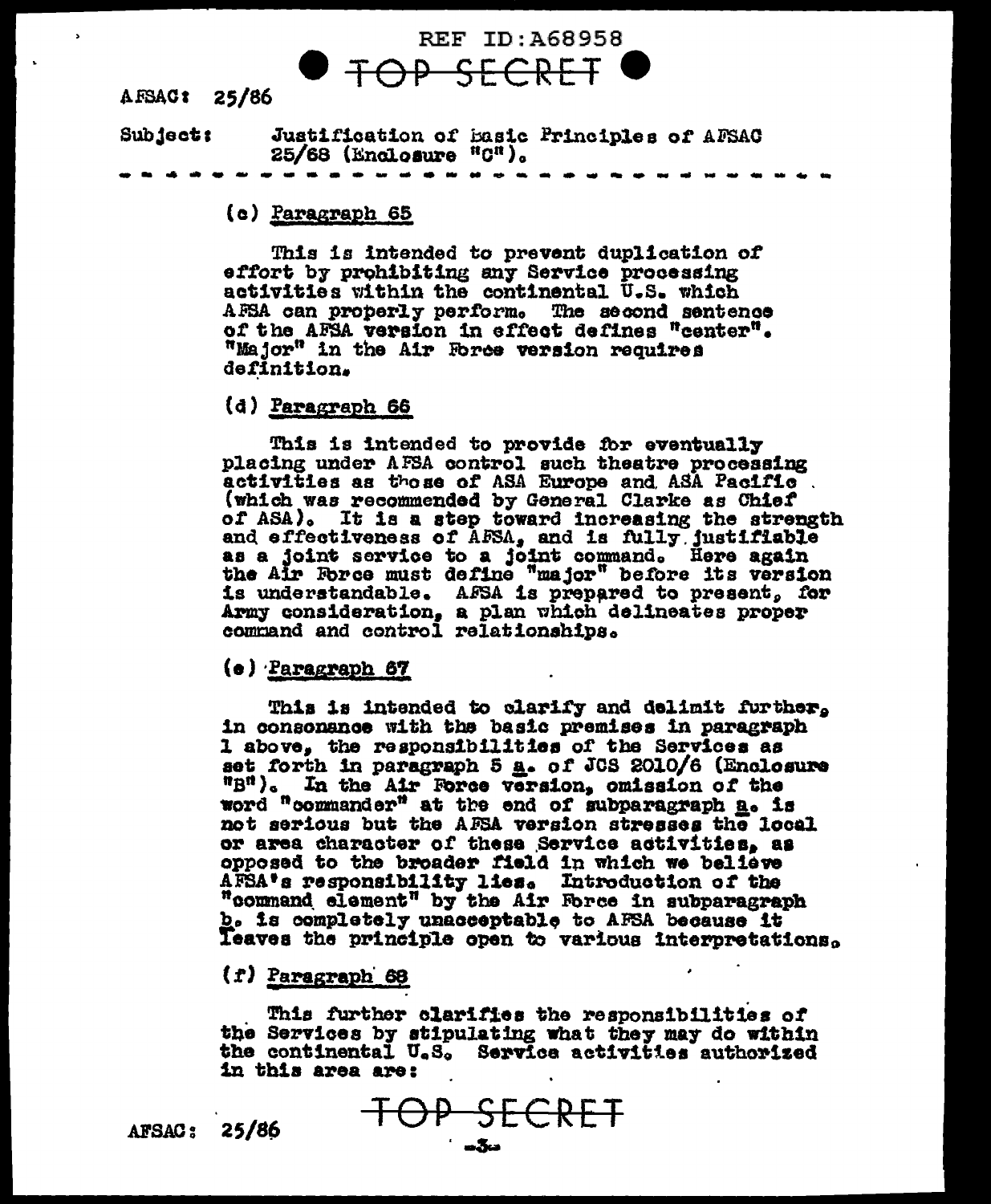AFSAC: 25/86

Subject: Justification of Basic Principles of AFSAC 25/68 (Enclosure "C").

- - - - - - - - - - - - - - - - - - - - - - - - - - - - - -

(c) Paragraph 65

This is intended to prevent duplication of effort by prohibiting any Service processing activities within the continental U.S. which AFSA can properly perform. The second sentence of the AFSA version in effect defines "center". "Major" in the Air Force version requires definition.

(d) Paragraph 66

This is intended to provide for eventually placing under AFSA control such theatre processing activities as those of ASA Europe and ASA Pacific (which was recommended by General Clarke as Chief of ASA). It is a step toward increasing the strength and effectiveness of AFSA, and is fully justifiable as a joint service to a joint command. Here again the Air Force must define "major" before its version is understandable. AFSA is prepared to present, for Army consideration, a plan which delineates proper command and control relationships.

(e) Paragraph 67

This is intended to clarify and delimit further, in consonance with the basic premises in paragraph 1 above, the responsibilities of the Services as set forth in paragraph 5 a. of JCS 2010/6 (Enclosure "B"). In the Air Force version, omission of the word "commander" at the end of subparagraph a. is not serious but the AFSA version stresses the local or area character of these Service activities, as opposed to the broader field in which we believe AFSA's responsibility lies. Introduction of the "command element" by the Air Force in subparagraph b. is completely unacceptable to AFSA because it leaves the principle open to various interpretations.

(f) Paragraph 68

This further clarifies the responsibilities of the Services by stipulating what they may do within the continental U.S. Service activities authorized in this area are: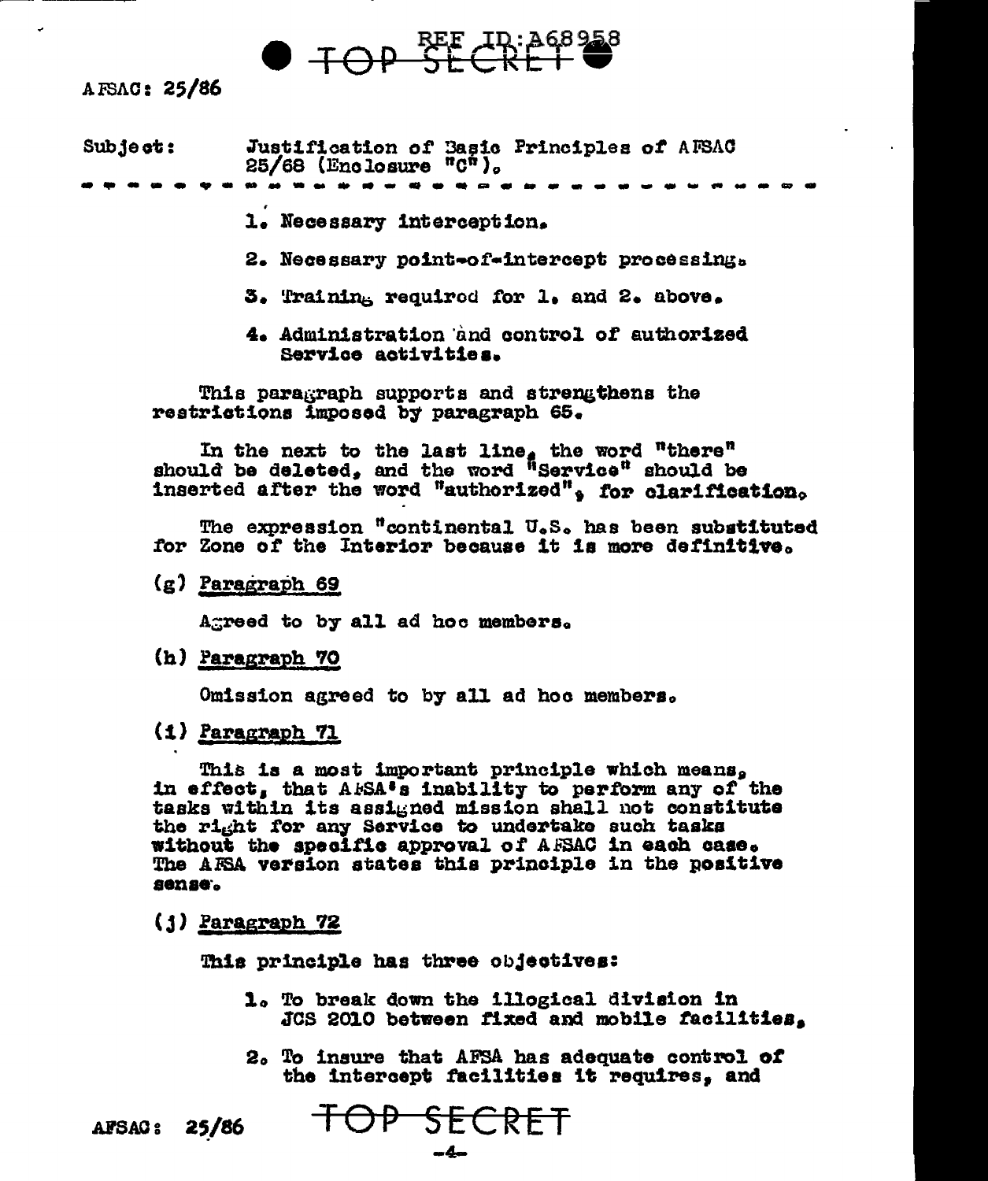AFSAC: 25/86

Subject: Justification of Basic Principles of AFSAC 25/68 (Enclosure "C").

- - - - - - - - - - - - - - - - - - - - - - - - - - - -

1. Necessary interception.

2. Necessary point-of-intercept processing.

3. Training required for 1. and 2. above.

4. Administration and control of authorized Service activities.

This paragraph supports and strengthens the restrictions imposed by paragraph 65.

In the next to the last line, the word "there" should be deleted, and the word "Service" should be inserted after the word "authorized", for clarification.

The expression "continental U.S. has been substituted for Zone of the Interior because it is more definitive.

(g) Paragraph 69

Agreed to by all ad hoc members.

(h) Paragraph 70

Omission agreed to by all ad hoc members.

(i) Paragraph 71

This is a most important principle which means, in effect, that AFSA's inability to perform any of the tasks within its assigned mission shall not constitute the right for any Service to undertake such tasks without the specific approval of AFSAC in each case. The AFSA version states this principle in the positive sense.

(j) Paragraph 72

This principle has three objectives:

1. To break down the illogical division in JCS 2010 between fixed and mobile facilities,

2. To insure that AFSA has adequate control of the intercept facilities it requires, and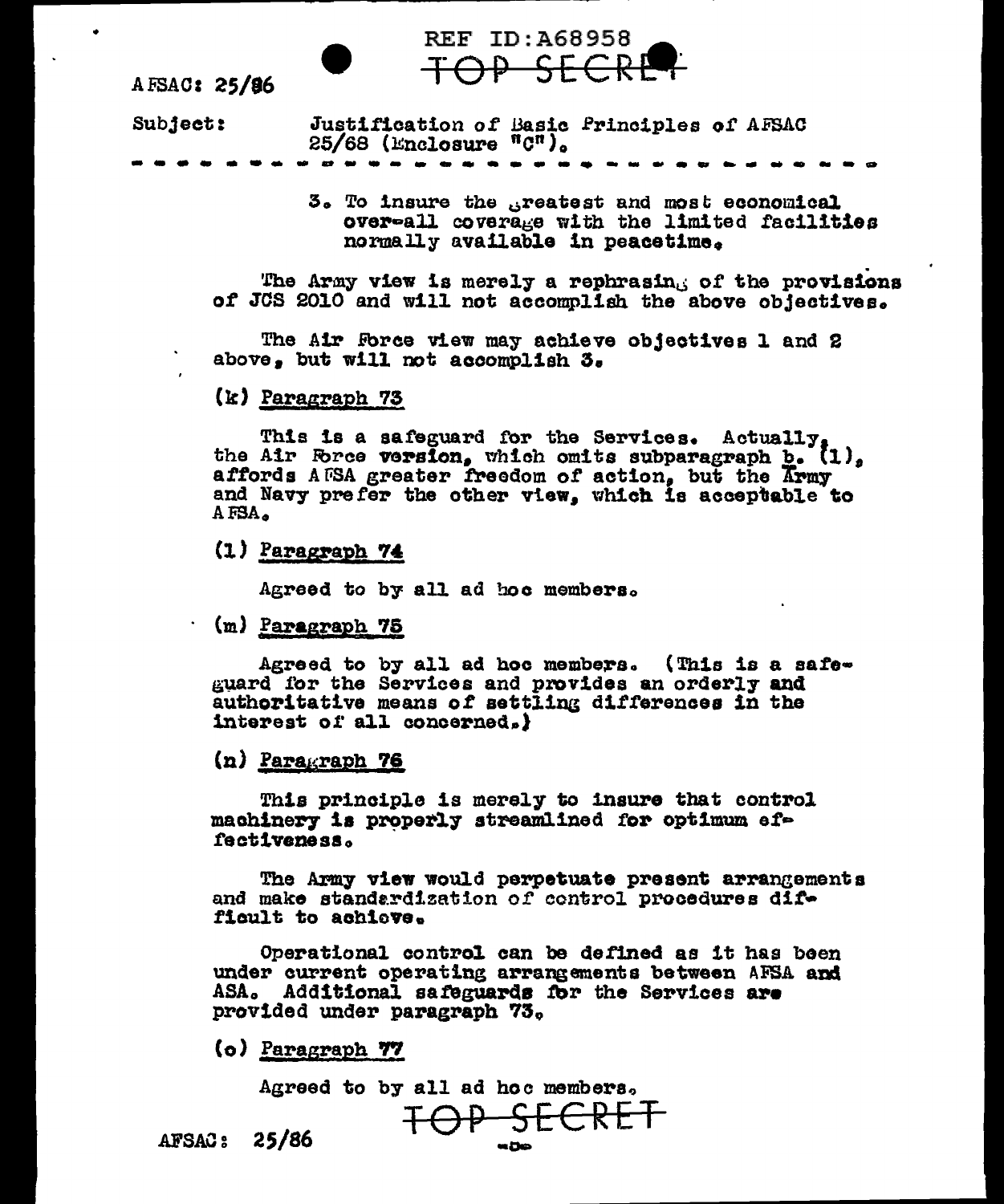AFSAC: 25/86

Subject: Justification of Basic Principles of AFSAC 25/68 (Enclosure "C").

- - - - - - - - - - - - - - - - - - - - - - - - - - -

3. To insure the greatest and most economical over-all coverage with the limited facilities normally available in peacetime.

The Army view is merely a rephrasing of the provisions of JCS 2010 and will not accomplish the above objectives.

The Air Force view may achieve objectives 1 and 2 above, but will not accomplish 3.

(k) Paragraph 73

This is a safeguard for the Services. Actually, the Air Force version, which omits subparagraph b. (1), affords AFSA greater freedom of action, but the Army and Navy prefer the other view, which is acceptable to AFSA.

(l) Paragraph 74

Agreed to by all ad hoc members.

(m) Paragraph 75

Agreed to by all ad hoc members. (This is a safeguard for the Services and provides an orderly and authoritative means of settling differences in the interest of all concerned.)

(n) Paragraph 76

This principle is merely to insure that control machinery is properly streamlined for optimum effectiveness.

The Army view would perpetuate present arrangements and make standardization of control procedures difficult to achieve.

Operational control can be defined as it has been under current operating arrangements between AFSA and ASA. Additional safeguards for the Services are provided under paragraph 73.

(o) Paragraph 77

Agreed to by all ad hoc members.

AFSAC: 25/86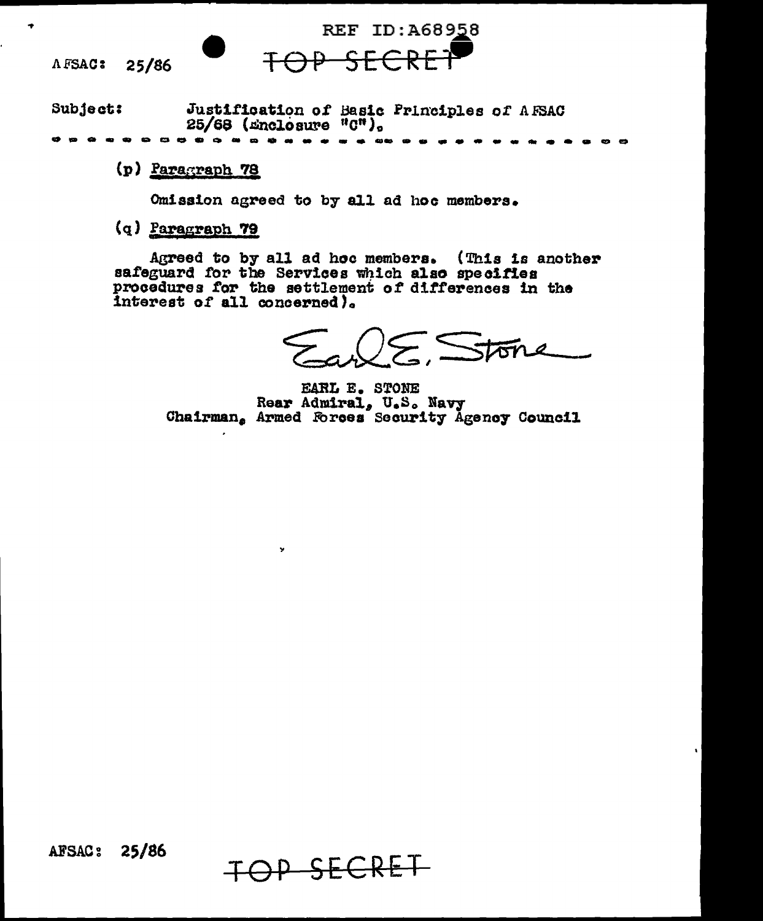Subject: Justification of Basic Principles of AFSAC 25/68 (Enclosure "C").

- - - - - - - - - - - - - - - - - - - - - - - - - - - - - - -

(p) Paragraph 78

Omission agreed to by all ad hoc members.

(q) Paragraph 79

Agreed to by all ad hoc members. (This is another safeguard for the Services which also specifies procedures for the settlement of differences in the interest of all concerned).

Earl E. Stone

EARL E. STONE
Rear Admiral, U.S. Navy
Chairman, Armed Forces Security Agency Council